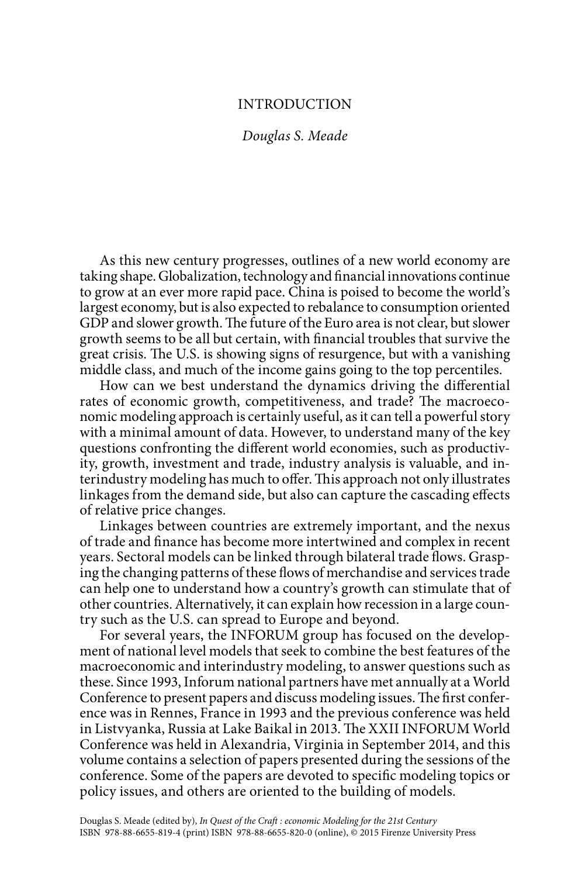# INTRODUCTION

*Douglas S. Meade*

As this new century progresses, outlines of a new world economy are taking shape. Globalization, technology and financial innovations continue to grow at an ever more rapid pace. China is poised to become the world's largest economy, but is also expected to rebalance to consumption oriented GDP and slower growth. The future of the Euro area is not clear, but slower growth seems to be all but certain, with financial troubles that survive the great crisis. The U.S. is showing signs of resurgence, but with a vanishing middle class, and much of the income gains going to the top percentiles.

How can we best understand the dynamics driving the differential rates of economic growth, competitiveness, and trade? The macroeconomic modeling approach is certainly useful, as it can tell a powerful story with a minimal amount of data. However, to understand many of the key questions confronting the different world economies, such as productivity, growth, investment and trade, industry analysis is valuable, and interindustry modeling has much to offer. This approach not only illustrates linkages from the demand side, but also can capture the cascading effects of relative price changes.

Linkages between countries are extremely important, and the nexus of trade and finance has become more intertwined and complex in recent years. Sectoral models can be linked through bilateral trade flows. Grasping the changing patterns of these flows of merchandise and services trade can help one to understand how a country's growth can stimulate that of other countries. Alternatively, it can explain how recession in a large country such as the U.S. can spread to Europe and beyond.

For several years, the INFORUM group has focused on the development of national level models that seek to combine the best features of the macroeconomic and interindustry modeling, to answer questions such as these. Since 1993, Inforum national partners have met annually at a World Conference to present papers and discuss modeling issues. The first conference was in Rennes, France in 1993 and the previous conference was held in Listvyanka, Russia at Lake Baikal in 2013. The XXII INFORUM World Conference was held in Alexandria, Virginia in September 2014, and this volume contains a selection of papers presented during the sessions of the conference. Some of the papers are devoted to specific modeling topics or policy issues, and others are oriented to the building of models.

Douglas S. Meade (edited by), *In Quest of the Craft : economic Modeling for the 21st Century*
ISBN 978-88-6655-819-4 (print) ISBN 978-88-6655-820-0 (online), © 2015 Firenze University Press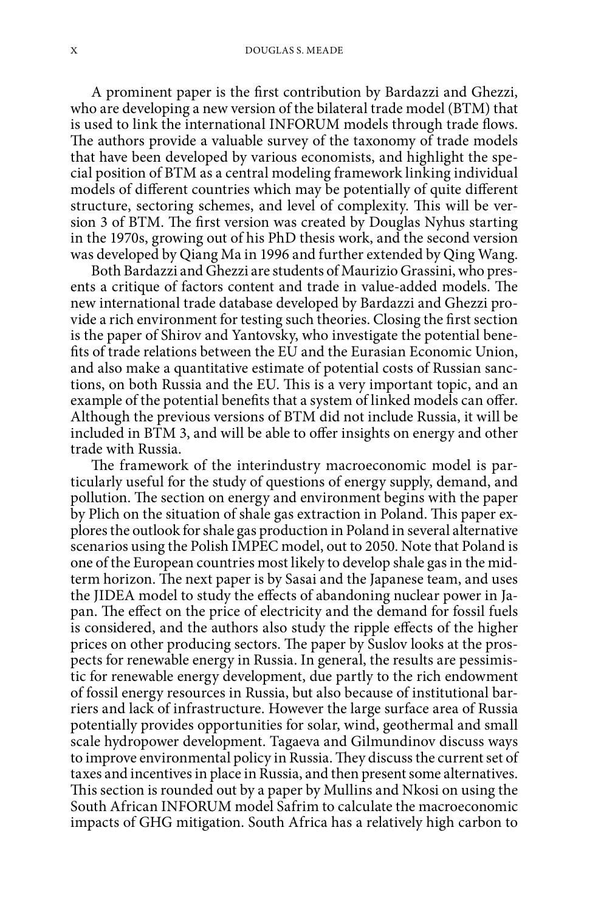A prominent paper is the first contribution by Bardazzi and Ghezzi, who are developing a new version of the bilateral trade model (BTM) that is used to link the international INFORUM models through trade flows. The authors provide a valuable survey of the taxonomy of trade models that have been developed by various economists, and highlight the special position of BTM as a central modeling framework linking individual models of different countries which may be potentially of quite different structure, sectoring schemes, and level of complexity. This will be version 3 of BTM. The first version was created by Douglas Nyhus starting in the 1970s, growing out of his PhD thesis work, and the second version was developed by Qiang Ma in 1996 and further extended by Qing Wang.

Both Bardazzi and Ghezzi are students of Maurizio Grassini, who presents a critique of factors content and trade in value-added models. The new international trade database developed by Bardazzi and Ghezzi provide a rich environment for testing such theories. Closing the first section is the paper of Shirov and Yantovsky, who investigate the potential benefits of trade relations between the EU and the Eurasian Economic Union, and also make a quantitative estimate of potential costs of Russian sanctions, on both Russia and the EU. This is a very important topic, and an example of the potential benefits that a system of linked models can offer. Although the previous versions of BTM did not include Russia, it will be included in BTM 3, and will be able to offer insights on energy and other trade with Russia.

The framework of the interindustry macroeconomic model is particularly useful for the study of questions of energy supply, demand, and pollution. The section on energy and environment begins with the paper by Plich on the situation of shale gas extraction in Poland. This paper explores the outlook for shale gas production in Poland in several alternative scenarios using the Polish IMPEC model, out to 2050. Note that Poland is one of the European countries most likely to develop shale gas in the midterm horizon. The next paper is by Sasai and the Japanese team, and uses the JIDEA model to study the effects of abandoning nuclear power in Japan. The effect on the price of electricity and the demand for fossil fuels is considered, and the authors also study the ripple effects of the higher prices on other producing sectors. The paper by Suslov looks at the prospects for renewable energy in Russia. In general, the results are pessimistic for renewable energy development, due partly to the rich endowment of fossil energy resources in Russia, but also because of institutional barriers and lack of infrastructure. However the large surface area of Russia potentially provides opportunities for solar, wind, geothermal and small scale hydropower development. Tagaeva and Gilmundinov discuss ways to improve environmental policy in Russia. They discuss the current set of taxes and incentives in place in Russia, and then present some alternatives. This section is rounded out by a paper by Mullins and Nkosi on using the South African INFORUM model Safrim to calculate the macroeconomic impacts of GHG mitigation. South Africa has a relatively high carbon to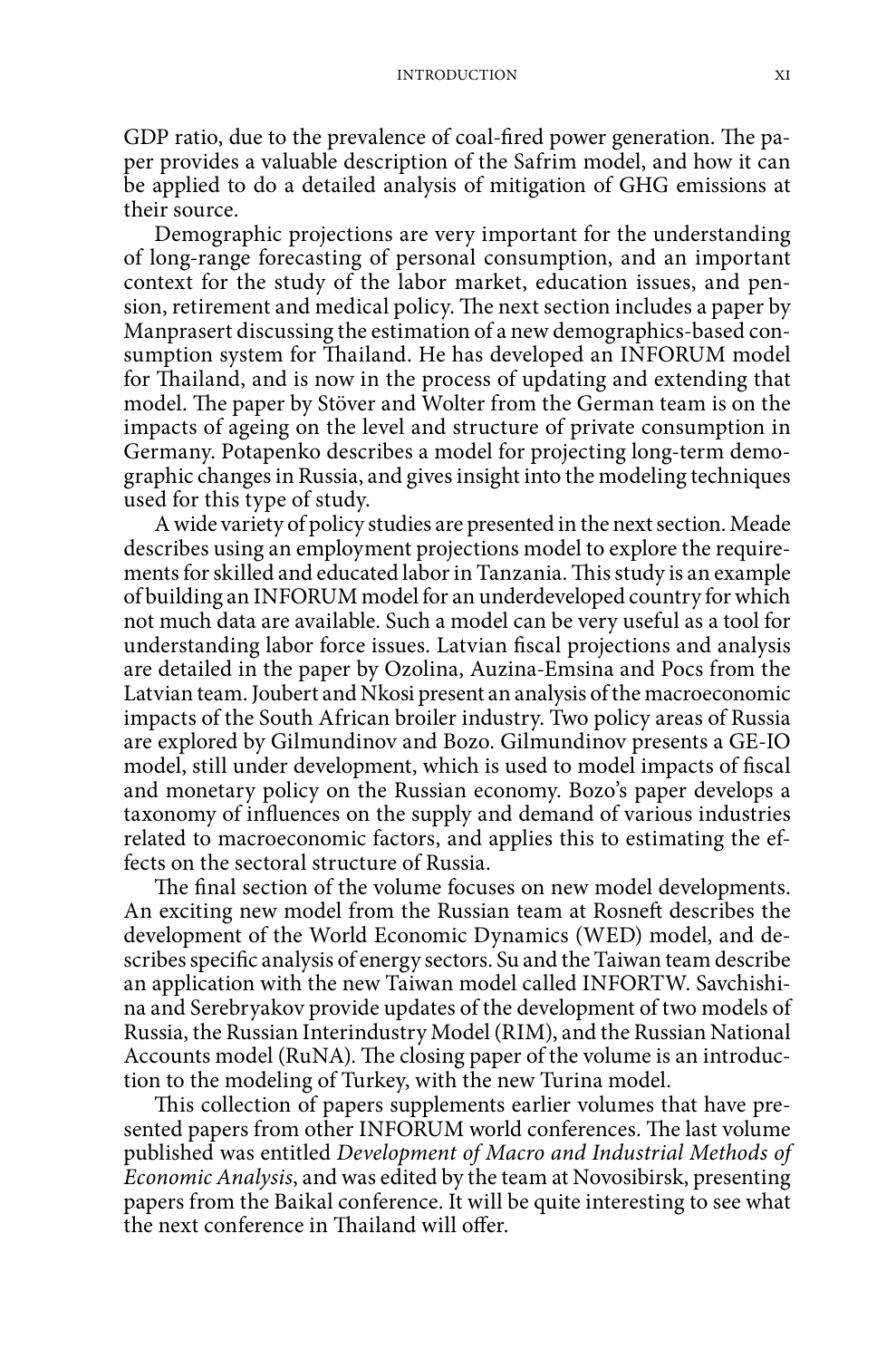GDP ratio, due to the prevalence of coal-fired power generation. The paper provides a valuable description of the Safrim model, and how it can be applied to do a detailed analysis of mitigation of GHG emissions at their source.

Demographic projections are very important for the understanding of long-range forecasting of personal consumption, and an important context for the study of the labor market, education issues, and pension, retirement and medical policy. The next section includes a paper by Manprasert discussing the estimation of a new demographics-based consumption system for Thailand. He has developed an INFORUM model for Thailand, and is now in the process of updating and extending that model. The paper by Stöver and Wolter from the German team is on the impacts of ageing on the level and structure of private consumption in Germany. Potapenko describes a model for projecting long-term demographic changes in Russia, and gives insight into the modeling techniques used for this type of study.

A wide variety of policy studies are presented in the next section. Meade describes using an employment projections model to explore the requirements for skilled and educated labor in Tanzania. This study is an example of building an INFORUM model for an underdeveloped country for which not much data are available. Such a model can be very useful as a tool for understanding labor force issues. Latvian fiscal projections and analysis are detailed in the paper by Ozolina, Auzina-Emsina and Pocs from the Latvian team. Joubert and Nkosi present an analysis of the macroeconomic impacts of the South African broiler industry. Two policy areas of Russia are explored by Gilmundinov and Bozo. Gilmundinov presents a GE-IO model, still under development, which is used to model impacts of fiscal and monetary policy on the Russian economy. Bozo's paper develops a taxonomy of influences on the supply and demand of various industries related to macroeconomic factors, and applies this to estimating the effects on the sectoral structure of Russia.

The final section of the volume focuses on new model developments. An exciting new model from the Russian team at Rosneft describes the development of the World Economic Dynamics (WED) model, and describes specific analysis of energy sectors. Su and the Taiwan team describe an application with the new Taiwan model called INFORTW. Savchishina and Serebryakov provide updates of the development of two models of Russia, the Russian Interindustry Model (RIM), and the Russian National Accounts model (RuNA). The closing paper of the volume is an introduction to the modeling of Turkey, with the new Turina model.

This collection of papers supplements earlier volumes that have presented papers from other INFORUM world conferences. The last volume published was entitled *Development of Macro and Industrial Methods of Economic Analysis*, and was edited by the team at Novosibirsk, presenting papers from the Baikal conference. It will be quite interesting to see what the next conference in Thailand will offer.